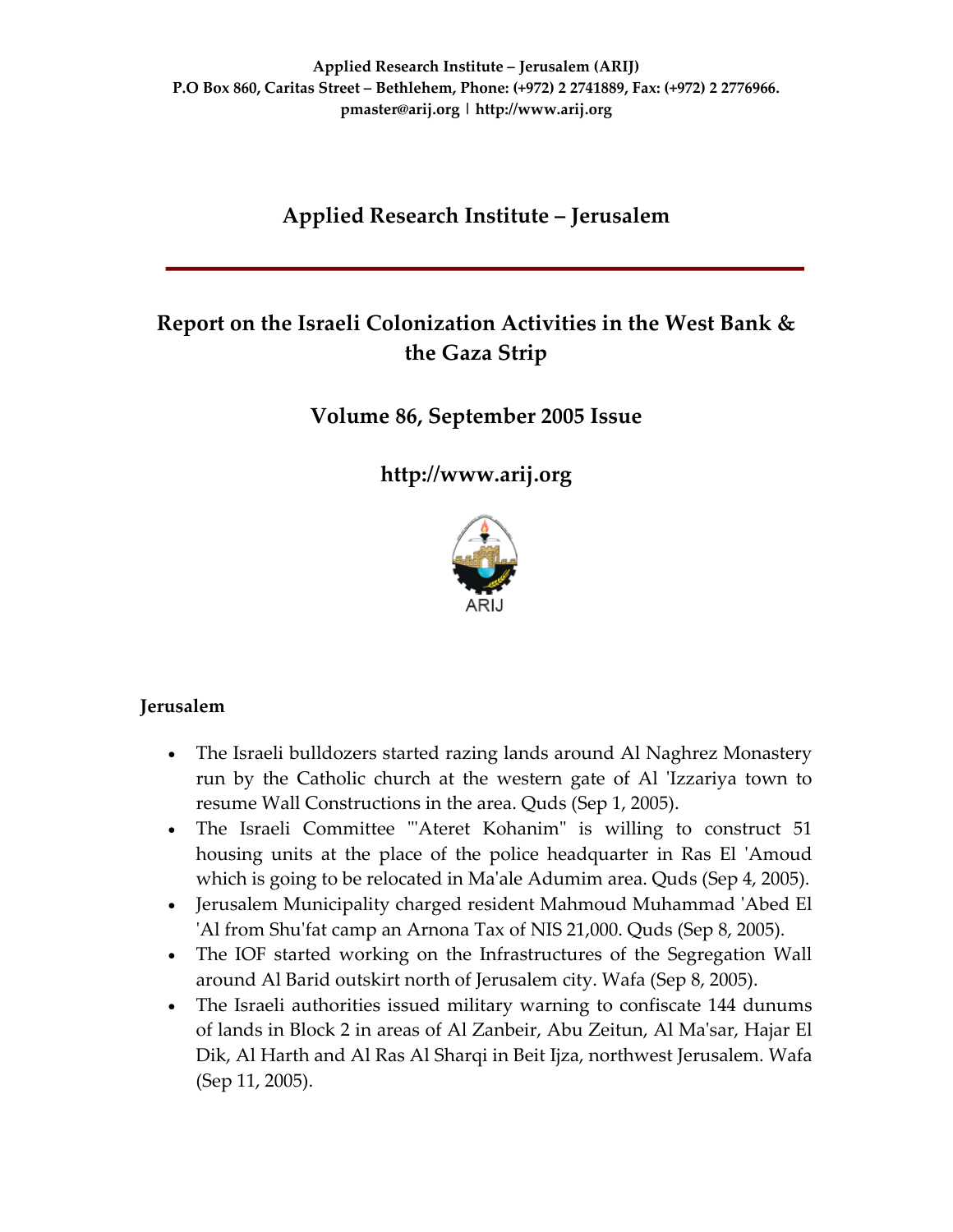**Applied Research Institute – Jerusalem (ARIJ)**
**P.O Box 860, Caritas Street – Bethlehem, Phone: (+972) 2 2741889, Fax: (+972) 2 2776966.**
**pmaster@arij.org | http://www.arij.org**

# Applied Research Institute – Jerusalem

## Report on the Israeli Colonization Activities in the West Bank & the Gaza Strip

## Volume 86, September 2005 Issue

## http://www.arij.org

ARIJ

### Jerusalem

- The Israeli bulldozers started razing lands around Al Naghrez Monastery run by the Catholic church at the western gate of Al 'Izzariya town to resume Wall Constructions in the area. Quds (Sep 1, 2005).
- The Israeli Committee "'Ateret Kohanim" is willing to construct 51 housing units at the place of the police headquarter in Ras El 'Amoud which is going to be relocated in Ma'ale Adumim area. Quds (Sep 4, 2005).
- Jerusalem Municipality charged resident Mahmoud Muhammad 'Abed El 'Al from Shu'fat camp an Arnona Tax of NIS 21,000. Quds (Sep 8, 2005).
- The IOF started working on the Infrastructures of the Segregation Wall around Al Barid outskirt north of Jerusalem city. Wafa (Sep 8, 2005).
- The Israeli authorities issued military warning to confiscate 144 dunums of lands in Block 2 in areas of Al Zanbeir, Abu Zeitun, Al Ma'sar, Hajar El Dik, Al Harth and Al Ras Al Sharqi in Beit Ijza, northwest Jerusalem. Wafa (Sep 11, 2005).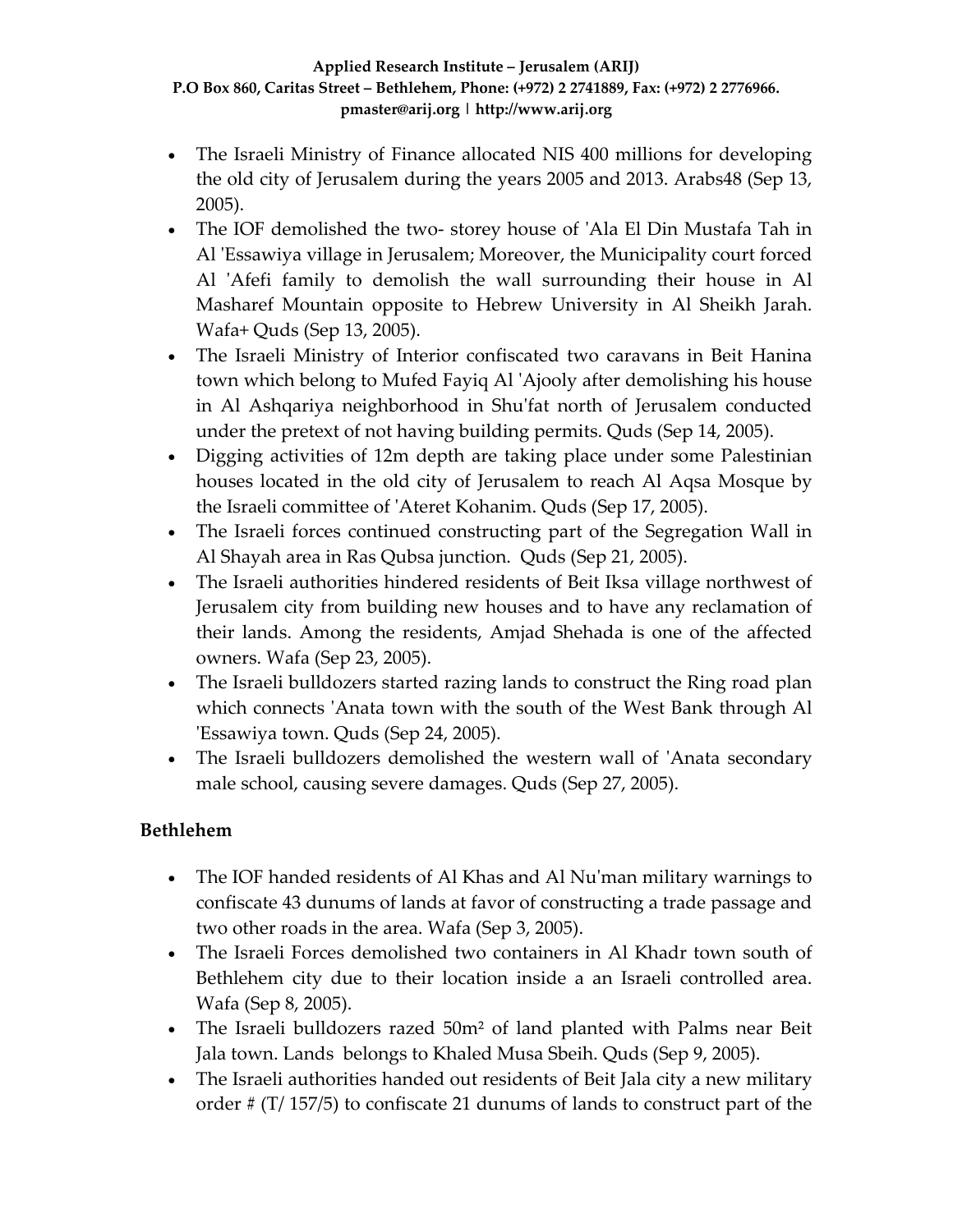- The Israeli Ministry of Finance allocated NIS 400 millions for developing the old city of Jerusalem during the years 2005 and 2013. Arabs48 (Sep 13, 2005).
- The IOF demolished the two- storey house of 'Ala El Din Mustafa Tah in Al 'Essawiya village in Jerusalem; Moreover, the Municipality court forced Al 'Afefi family to demolish the wall surrounding their house in Al Masharef Mountain opposite to Hebrew University in Al Sheikh Jarah. Wafa+ Quds (Sep 13, 2005).
- The Israeli Ministry of Interior confiscated two caravans in Beit Hanina town which belong to Mufed Fayiq Al 'Ajooly after demolishing his house in Al Ashqariya neighborhood in Shu'fat north of Jerusalem conducted under the pretext of not having building permits. Quds (Sep 14, 2005).
- Digging activities of 12m depth are taking place under some Palestinian houses located in the old city of Jerusalem to reach Al Aqsa Mosque by the Israeli committee of 'Ateret Kohanim. Quds (Sep 17, 2005).
- The Israeli forces continued constructing part of the Segregation Wall in Al Shayah area in Ras Qubsa junction. Quds (Sep 21, 2005).
- The Israeli authorities hindered residents of Beit Iksa village northwest of Jerusalem city from building new houses and to have any reclamation of their lands. Among the residents, Amjad Shehada is one of the affected owners. Wafa (Sep 23, 2005).
- The Israeli bulldozers started razing lands to construct the Ring road plan which connects 'Anata town with the south of the West Bank through Al 'Essawiya town. Quds (Sep 24, 2005).
- The Israeli bulldozers demolished the western wall of 'Anata secondary male school, causing severe damages. Quds (Sep 27, 2005).

**Bethlehem**

- The IOF handed residents of Al Khas and Al Nu'man military warnings to confiscate 43 dunums of lands at favor of constructing a trade passage and two other roads in the area. Wafa (Sep 3, 2005).
- The Israeli Forces demolished two containers in Al Khadr town south of Bethlehem city due to their location inside a an Israeli controlled area. Wafa (Sep 8, 2005).
- The Israeli bulldozers razed 50m² of land planted with Palms near Beit Jala town. Lands belongs to Khaled Musa Sbeih. Quds (Sep 9, 2005).
- The Israeli authorities handed out residents of Beit Jala city a new military order # (T/ 157/5) to confiscate 21 dunums of lands to construct part of the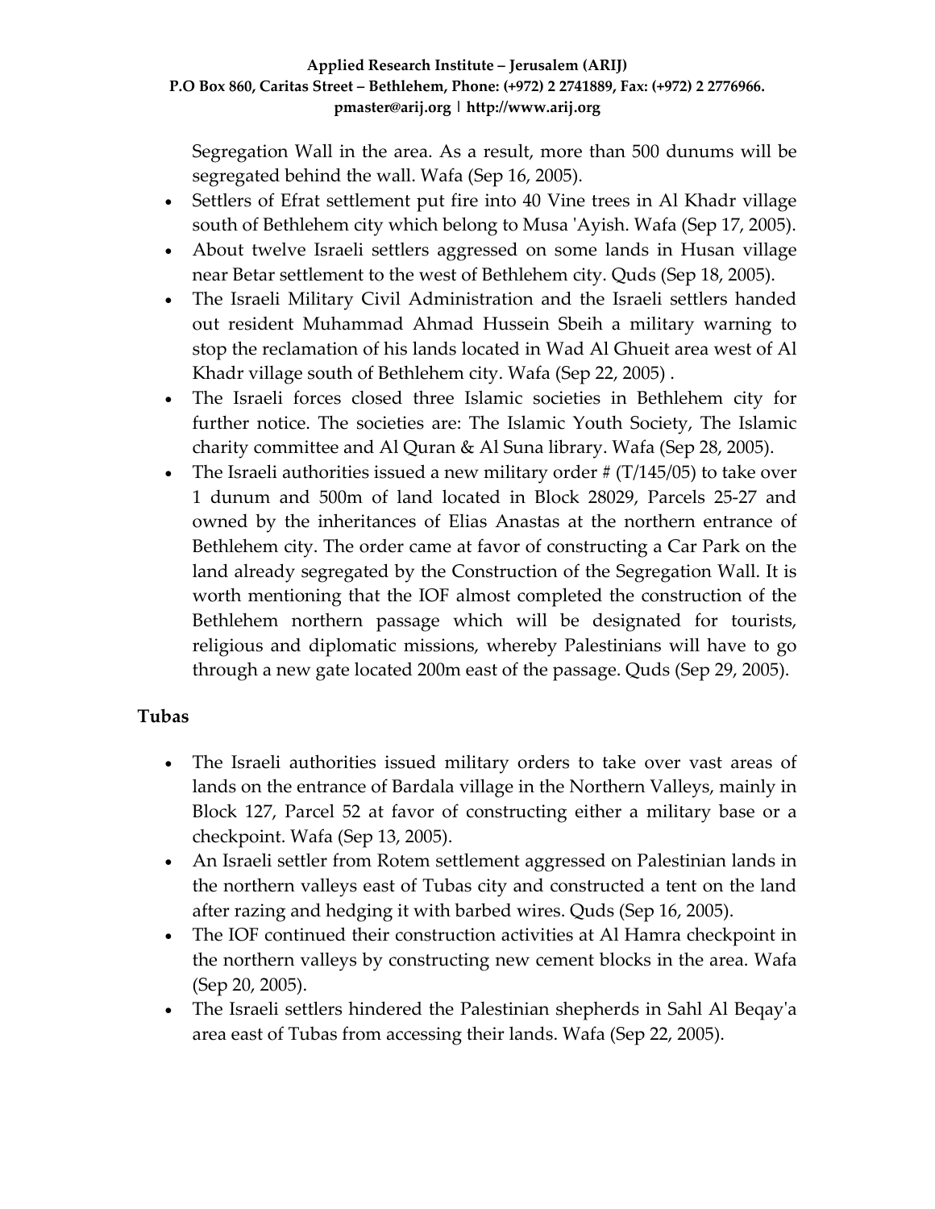Segregation Wall in the area. As a result, more than 500 dunums will be segregated behind the wall. Wafa (Sep 16, 2005).

- Settlers of Efrat settlement put fire into 40 Vine trees in Al Khadr village south of Bethlehem city which belong to Musa 'Ayish. Wafa (Sep 17, 2005).
- About twelve Israeli settlers aggressed on some lands in Husan village near Betar settlement to the west of Bethlehem city. Quds (Sep 18, 2005).
- The Israeli Military Civil Administration and the Israeli settlers handed out resident Muhammad Ahmad Hussein Sbeih a military warning to stop the reclamation of his lands located in Wad Al Ghueit area west of Al Khadr village south of Bethlehem city. Wafa (Sep 22, 2005) .
- The Israeli forces closed three Islamic societies in Bethlehem city for further notice. The societies are: The Islamic Youth Society, The Islamic charity committee and Al Quran & Al Suna library. Wafa (Sep 28, 2005).
- The Israeli authorities issued a new military order # (T/145/05) to take over 1 dunum and 500m of land located in Block 28029, Parcels 25-27 and owned by the inheritances of Elias Anastas at the northern entrance of Bethlehem city. The order came at favor of constructing a Car Park on the land already segregated by the Construction of the Segregation Wall. It is worth mentioning that the IOF almost completed the construction of the Bethlehem northern passage which will be designated for tourists, religious and diplomatic missions, whereby Palestinians will have to go through a new gate located 200m east of the passage. Quds (Sep 29, 2005).

**Tubas**

- The Israeli authorities issued military orders to take over vast areas of lands on the entrance of Bardala village in the Northern Valleys, mainly in Block 127, Parcel 52 at favor of constructing either a military base or a checkpoint. Wafa (Sep 13, 2005).
- An Israeli settler from Rotem settlement aggressed on Palestinian lands in the northern valleys east of Tubas city and constructed a tent on the land after razing and hedging it with barbed wires. Quds (Sep 16, 2005).
- The IOF continued their construction activities at Al Hamra checkpoint in the northern valleys by constructing new cement blocks in the area. Wafa (Sep 20, 2005).
- The Israeli settlers hindered the Palestinian shepherds in Sahl Al Beqay'a area east of Tubas from accessing their lands. Wafa (Sep 22, 2005).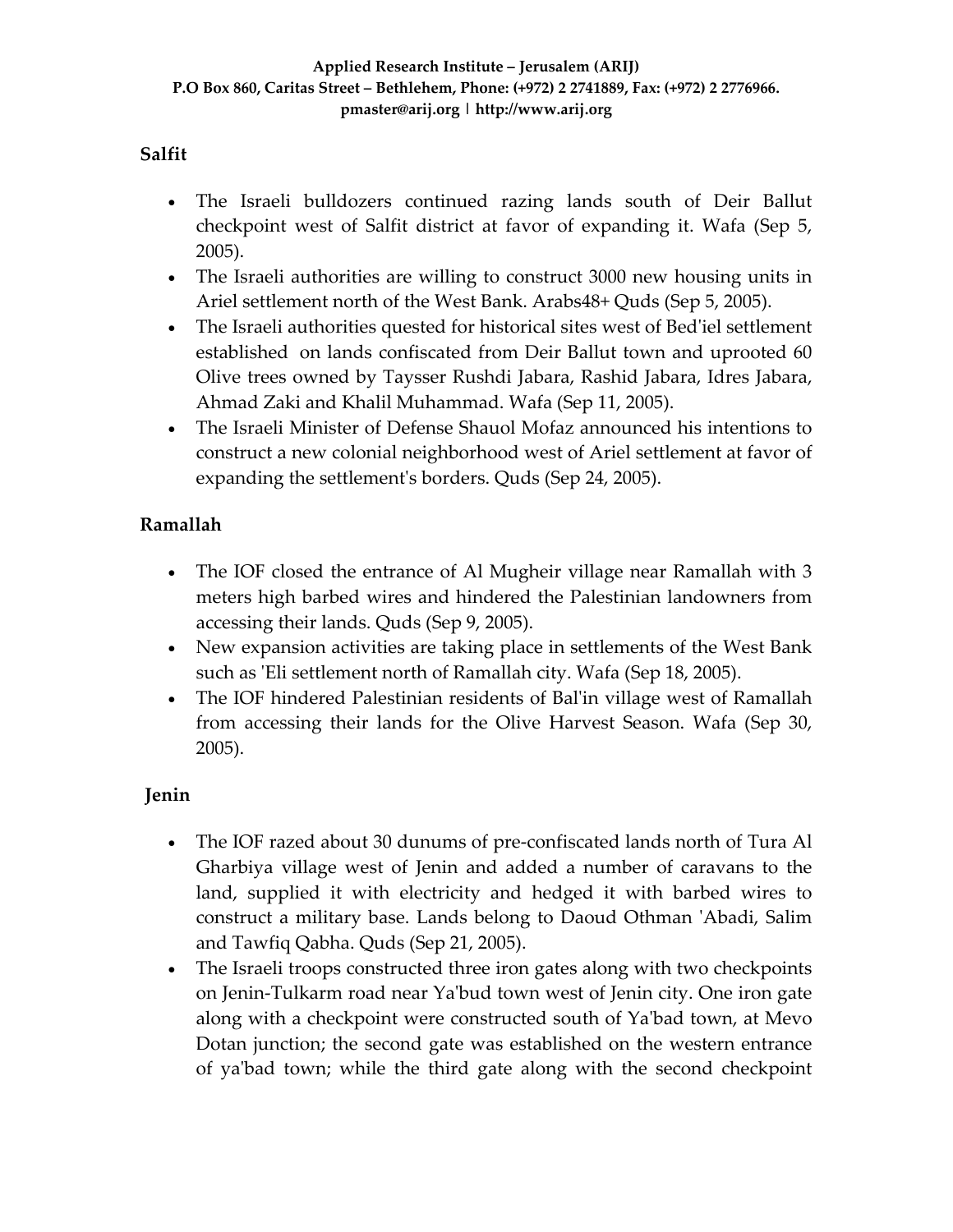## Salfit

- The Israeli bulldozers continued razing lands south of Deir Ballut checkpoint west of Salfit district at favor of expanding it. Wafa (Sep 5, 2005).
- The Israeli authorities are willing to construct 3000 new housing units in Ariel settlement north of the West Bank. Arabs48+ Quds (Sep 5, 2005).
- The Israeli authorities quested for historical sites west of Bed'iel settlement established on lands confiscated from Deir Ballut town and uprooted 60 Olive trees owned by Taysser Rushdi Jabara, Rashid Jabara, Idres Jabara, Ahmad Zaki and Khalil Muhammad. Wafa (Sep 11, 2005).
- The Israeli Minister of Defense Shauol Mofaz announced his intentions to construct a new colonial neighborhood west of Ariel settlement at favor of expanding the settlement's borders. Quds (Sep 24, 2005).

## Ramallah

- The IOF closed the entrance of Al Mugheir village near Ramallah with 3 meters high barbed wires and hindered the Palestinian landowners from accessing their lands. Quds (Sep 9, 2005).
- New expansion activities are taking place in settlements of the West Bank such as 'Eli settlement north of Ramallah city. Wafa (Sep 18, 2005).
- The IOF hindered Palestinian residents of Bal'in village west of Ramallah from accessing their lands for the Olive Harvest Season. Wafa (Sep 30, 2005).

## Jenin

- The IOF razed about 30 dunums of pre-confiscated lands north of Tura Al Gharbiya village west of Jenin and added a number of caravans to the land, supplied it with electricity and hedged it with barbed wires to construct a military base. Lands belong to Daoud Othman 'Abadi, Salim and Tawfiq Qabha. Quds (Sep 21, 2005).
- The Israeli troops constructed three iron gates along with two checkpoints on Jenin-Tulkarm road near Ya'bud town west of Jenin city. One iron gate along with a checkpoint were constructed south of Ya'bad town, at Mevo Dotan junction; the second gate was established on the western entrance of ya'bad town; while the third gate along with the second checkpoint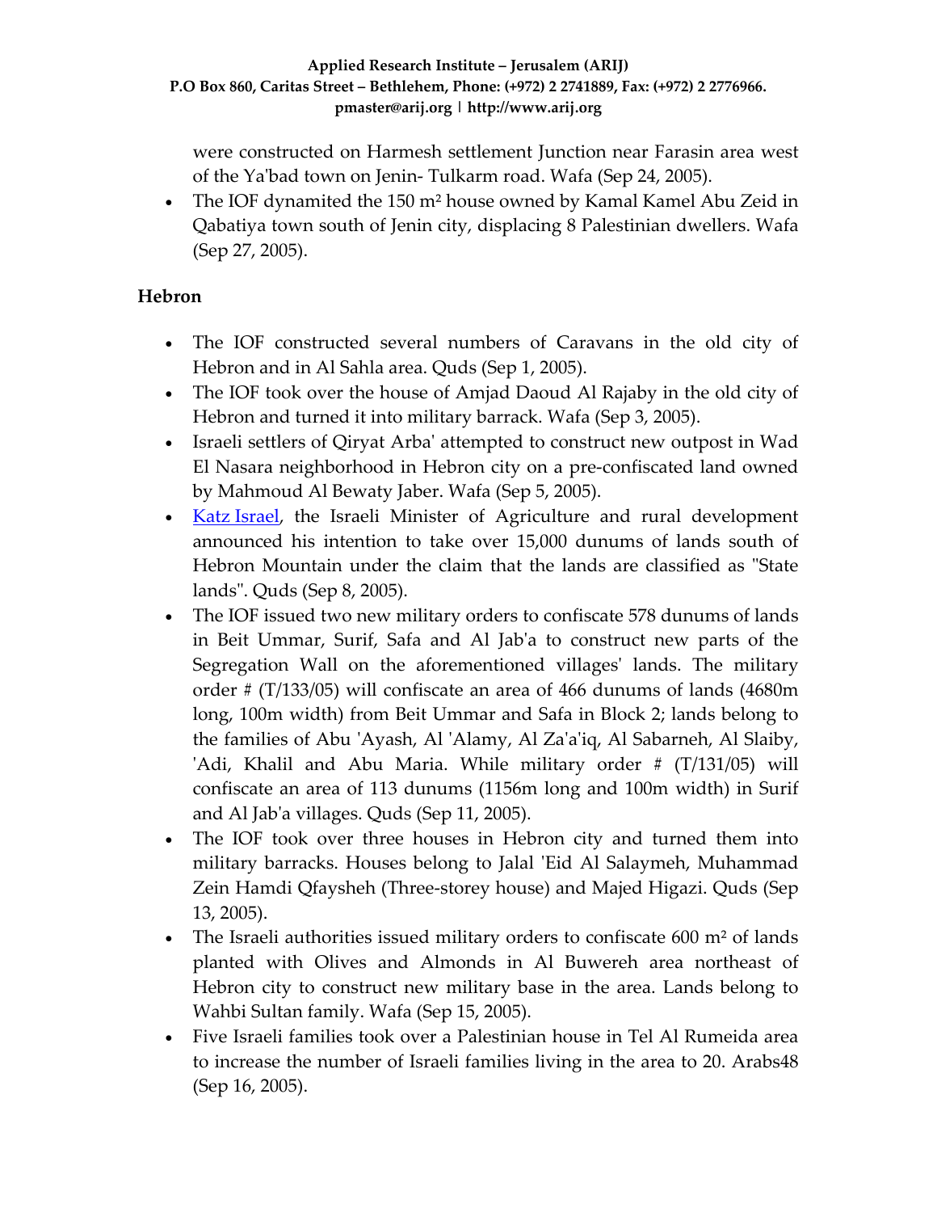were constructed on Harmesh settlement Junction near Farasin area west of the Ya'bad town on Jenin- Tulkarm road. Wafa (Sep 24, 2005).

- The IOF dynamited the 150 m² house owned by Kamal Kamel Abu Zeid in Qabatiya town south of Jenin city, displacing 8 Palestinian dwellers. Wafa (Sep 27, 2005).

## Hebron

- The IOF constructed several numbers of Caravans in the old city of Hebron and in Al Sahla area. Quds (Sep 1, 2005).
- The IOF took over the house of Amjad Daoud Al Rajaby in the old city of Hebron and turned it into military barrack. Wafa (Sep 3, 2005).
- Israeli settlers of Qiryat Arba' attempted to construct new outpost in Wad El Nasara neighborhood in Hebron city on a pre-confiscated land owned by Mahmoud Al Bewaty Jaber. Wafa (Sep 5, 2005).
- Katz Israel, the Israeli Minister of Agriculture and rural development announced his intention to take over 15,000 dunums of lands south of Hebron Mountain under the claim that the lands are classified as "State lands". Quds (Sep 8, 2005).
- The IOF issued two new military orders to confiscate 578 dunums of lands in Beit Ummar, Surif, Safa and Al Jab'a to construct new parts of the Segregation Wall on the aforementioned villages' lands. The military order # (T/133/05) will confiscate an area of 466 dunums of lands (4680m long, 100m width) from Beit Ummar and Safa in Block 2; lands belong to the families of Abu 'Ayash, Al 'Alamy, Al Za'a'iq, Al Sabarneh, Al Slaiby, 'Adi, Khalil and Abu Maria. While military order # (T/131/05) will confiscate an area of 113 dunums (1156m long and 100m width) in Surif and Al Jab'a villages. Quds (Sep 11, 2005).
- The IOF took over three houses in Hebron city and turned them into military barracks. Houses belong to Jalal 'Eid Al Salaymeh, Muhammad Zein Hamdi Qfaysheh (Three-storey house) and Majed Higazi. Quds (Sep 13, 2005).
- The Israeli authorities issued military orders to confiscate 600 m² of lands planted with Olives and Almonds in Al Buwereh area northeast of Hebron city to construct new military base in the area. Lands belong to Wahbi Sultan family. Wafa (Sep 15, 2005).
- Five Israeli families took over a Palestinian house in Tel Al Rumeida area to increase the number of Israeli families living in the area to 20. Arabs48 (Sep 16, 2005).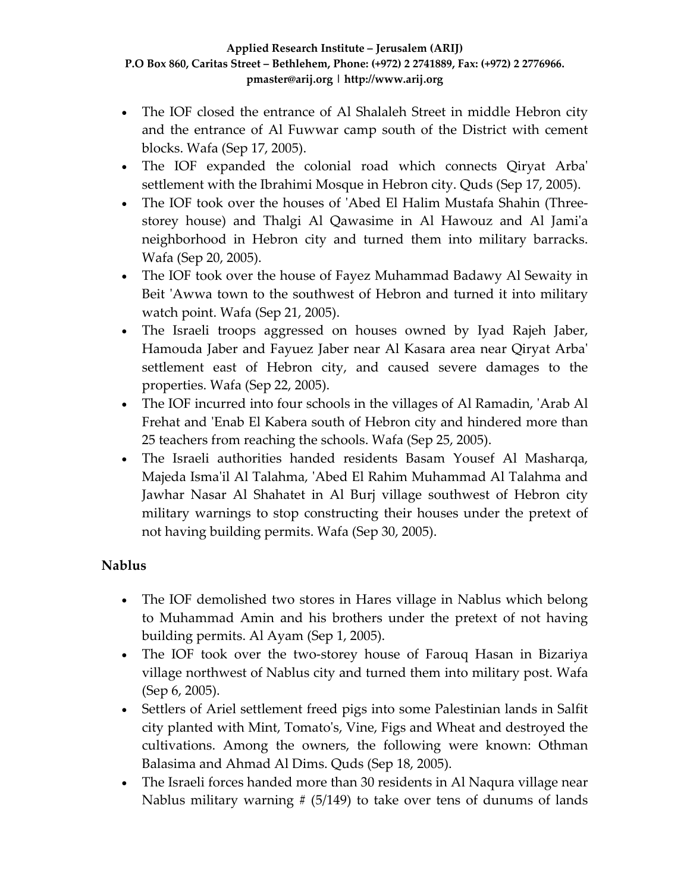- The IOF closed the entrance of Al Shalaleh Street in middle Hebron city and the entrance of Al Fuwwar camp south of the District with cement blocks. Wafa (Sep 17, 2005).
- The IOF expanded the colonial road which connects Qiryat Arba' settlement with the Ibrahimi Mosque in Hebron city. Quds (Sep 17, 2005).
- The IOF took over the houses of 'Abed El Halim Mustafa Shahin (Three-storey house) and Thalgi Al Qawasime in Al Hawouz and Al Jami'a neighborhood in Hebron city and turned them into military barracks. Wafa (Sep 20, 2005).
- The IOF took over the house of Fayez Muhammad Badawy Al Sewaity in Beit 'Awwa town to the southwest of Hebron and turned it into military watch point. Wafa (Sep 21, 2005).
- The Israeli troops aggressed on houses owned by Iyad Rajeh Jaber, Hamouda Jaber and Fayuez Jaber near Al Kasara area near Qiryat Arba' settlement east of Hebron city, and caused severe damages to the properties. Wafa (Sep 22, 2005).
- The IOF incurred into four schools in the villages of Al Ramadin, 'Arab Al Frehat and 'Enab El Kabera south of Hebron city and hindered more than 25 teachers from reaching the schools. Wafa (Sep 25, 2005).
- The Israeli authorities handed residents Basam Yousef Al Masharqa, Majeda Isma'il Al Talahma, 'Abed El Rahim Muhammad Al Talahma and Jawhar Nasar Al Shahatet in Al Burj village southwest of Hebron city military warnings to stop constructing their houses under the pretext of not having building permits. Wafa (Sep 30, 2005).

## Nablus

- The IOF demolished two stores in Hares village in Nablus which belong to Muhammad Amin and his brothers under the pretext of not having building permits. Al Ayam (Sep 1, 2005).
- The IOF took over the two-storey house of Farouq Hasan in Bizariya village northwest of Nablus city and turned them into military post. Wafa (Sep 6, 2005).
- Settlers of Ariel settlement freed pigs into some Palestinian lands in Salfit city planted with Mint, Tomato's, Vine, Figs and Wheat and destroyed the cultivations. Among the owners, the following were known: Othman Balasima and Ahmad Al Dims. Quds (Sep 18, 2005).
- The Israeli forces handed more than 30 residents in Al Naqura village near Nablus military warning # (5/149) to take over tens of dunums of lands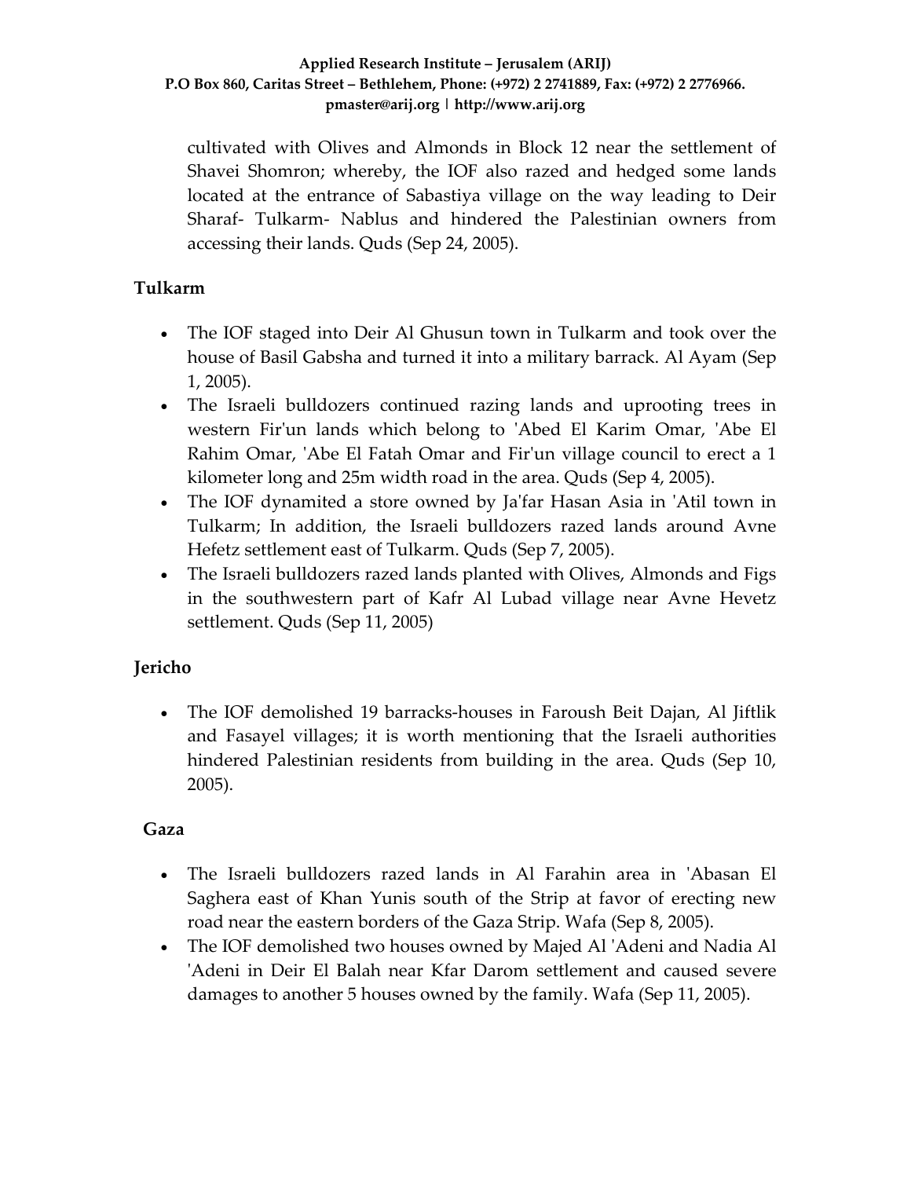cultivated with Olives and Almonds in Block 12 near the settlement of Shavei Shomron; whereby, the IOF also razed and hedged some lands located at the entrance of Sabastiya village on the way leading to Deir Sharaf- Tulkarm- Nablus and hindered the Palestinian owners from accessing their lands. Quds (Sep 24, 2005).

## Tulkarm

- The IOF staged into Deir Al Ghusun town in Tulkarm and took over the house of Basil Gabsha and turned it into a military barrack. Al Ayam (Sep 1, 2005).
- The Israeli bulldozers continued razing lands and uprooting trees in western Fir'un lands which belong to 'Abed El Karim Omar, 'Abe El Rahim Omar, 'Abe El Fatah Omar and Fir'un village council to erect a 1 kilometer long and 25m width road in the area. Quds (Sep 4, 2005).
- The IOF dynamited a store owned by Ja'far Hasan Asia in 'Atil town in Tulkarm; In addition, the Israeli bulldozers razed lands around Avne Hefetz settlement east of Tulkarm. Quds (Sep 7, 2005).
- The Israeli bulldozers razed lands planted with Olives, Almonds and Figs in the southwestern part of Kafr Al Lubad village near Avne Hevetz settlement. Quds (Sep 11, 2005)

## Jericho

- The IOF demolished 19 barracks-houses in Faroush Beit Dajan, Al Jiftlik and Fasayel villages; it is worth mentioning that the Israeli authorities hindered Palestinian residents from building in the area. Quds (Sep 10, 2005).

## Gaza

- The Israeli bulldozers razed lands in Al Farahin area in 'Abasan El Saghera east of Khan Yunis south of the Strip at favor of erecting new road near the eastern borders of the Gaza Strip. Wafa (Sep 8, 2005).
- The IOF demolished two houses owned by Majed Al 'Adeni and Nadia Al 'Adeni in Deir El Balah near Kfar Darom settlement and caused severe damages to another 5 houses owned by the family. Wafa (Sep 11, 2005).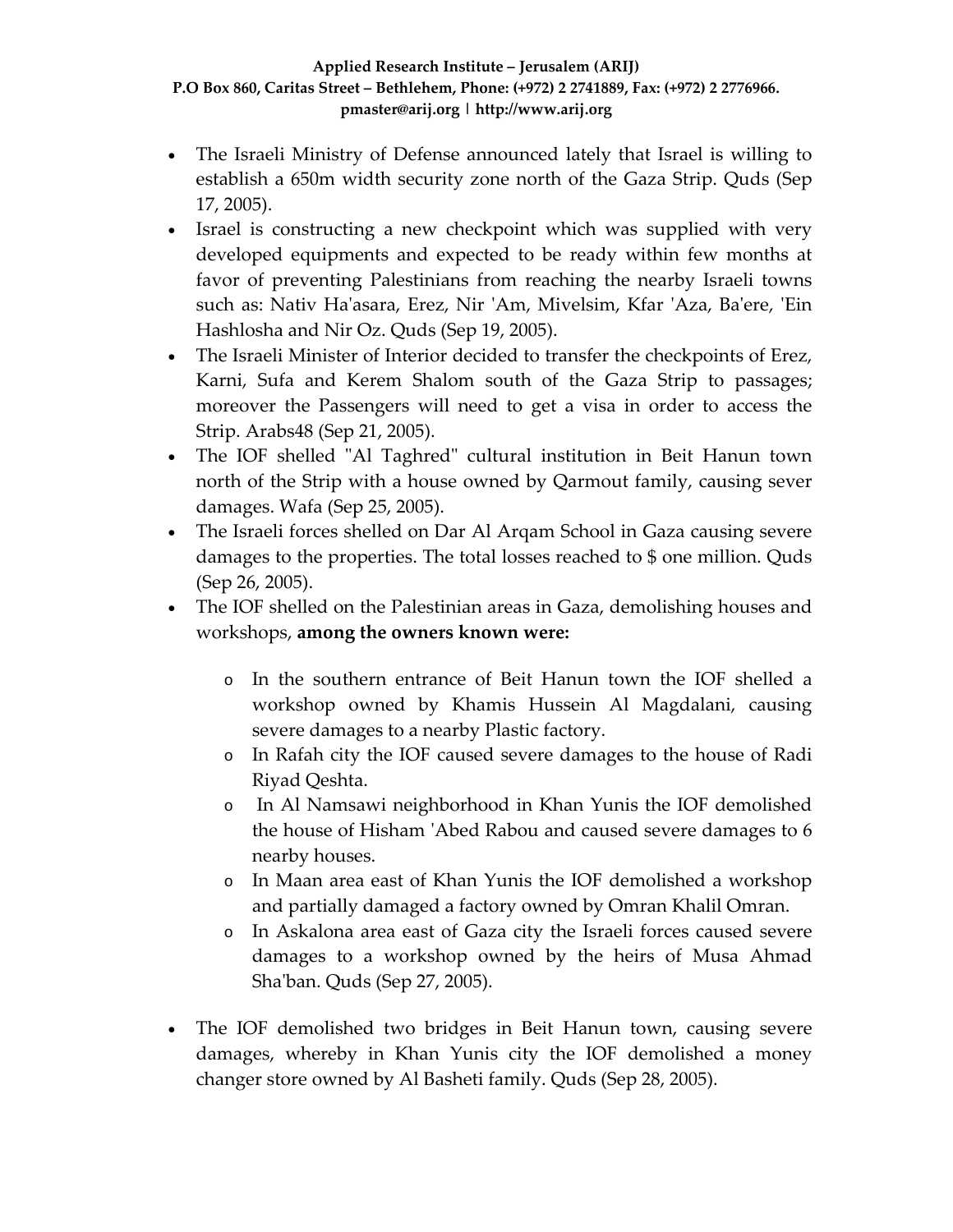- The Israeli Ministry of Defense announced lately that Israel is willing to establish a 650m width security zone north of the Gaza Strip. Quds (Sep 17, 2005).
- Israel is constructing a new checkpoint which was supplied with very developed equipments and expected to be ready within few months at favor of preventing Palestinians from reaching the nearby Israeli towns such as: Nativ Ha'asara, Erez, Nir 'Am, Mivelsim, Kfar 'Aza, Ba'ere, 'Ein Hashlosha and Nir Oz. Quds (Sep 19, 2005).
- The Israeli Minister of Interior decided to transfer the checkpoints of Erez, Karni, Sufa and Kerem Shalom south of the Gaza Strip to passages; moreover the Passengers will need to get a visa in order to access the Strip. Arabs48 (Sep 21, 2005).
- The IOF shelled "Al Taghred" cultural institution in Beit Hanun town north of the Strip with a house owned by Qarmout family, causing sever damages. Wafa (Sep 25, 2005).
- The Israeli forces shelled on Dar Al Arqam School in Gaza causing severe damages to the properties. The total losses reached to $ one million. Quds (Sep 26, 2005).
- The IOF shelled on the Palestinian areas in Gaza, demolishing houses and workshops, **among the owners known were:**
    - In the southern entrance of Beit Hanun town the IOF shelled a workshop owned by Khamis Hussein Al Magdalani, causing severe damages to a nearby Plastic factory.
    - In Rafah city the IOF caused severe damages to the house of Radi Riyad Qeshta.
    - In Al Namsawi neighborhood in Khan Yunis the IOF demolished the house of Hisham 'Abed Rabou and caused severe damages to 6 nearby houses.
    - In Maan area east of Khan Yunis the IOF demolished a workshop and partially damaged a factory owned by Omran Khalil Omran.
    - In Askalona area east of Gaza city the Israeli forces caused severe damages to a workshop owned by the heirs of Musa Ahmad Sha'ban. Quds (Sep 27, 2005).
- The IOF demolished two bridges in Beit Hanun town, causing severe damages, whereby in Khan Yunis city the IOF demolished a money changer store owned by Al Basheti family. Quds (Sep 28, 2005).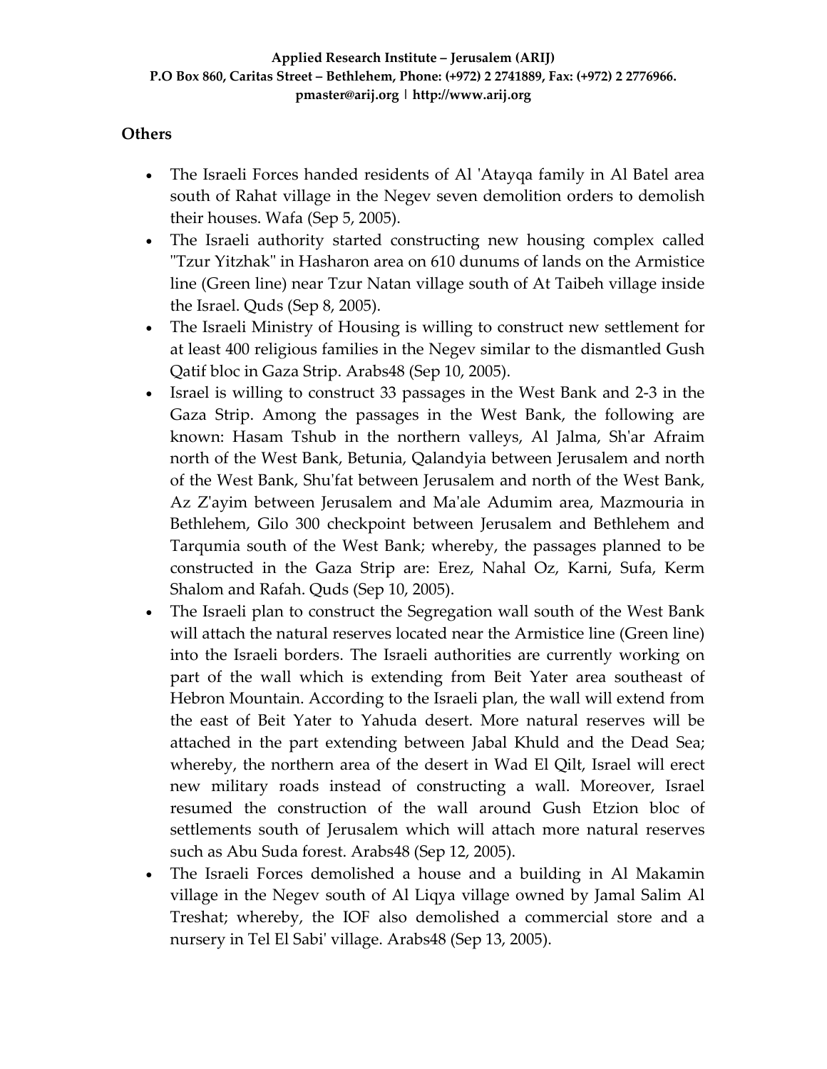## Others

- The Israeli Forces handed residents of Al 'Atayqa family in Al Batel area south of Rahat village in the Negev seven demolition orders to demolish their houses. Wafa (Sep 5, 2005).
- The Israeli authority started constructing new housing complex called "Tzur Yitzhak" in Hasharon area on 610 dunums of lands on the Armistice line (Green line) near Tzur Natan village south of At Taibeh village inside the Israel. Quds (Sep 8, 2005).
- The Israeli Ministry of Housing is willing to construct new settlement for at least 400 religious families in the Negev similar to the dismantled Gush Qatif bloc in Gaza Strip. Arabs48 (Sep 10, 2005).
- Israel is willing to construct 33 passages in the West Bank and 2-3 in the Gaza Strip. Among the passages in the West Bank, the following are known: Hasam Tshub in the northern valleys, Al Jalma, Sh'ar Afraim north of the West Bank, Betunia, Qalandyia between Jerusalem and north of the West Bank, Shu'fat between Jerusalem and north of the West Bank, Az Z'ayim between Jerusalem and Ma'ale Adumim area, Mazmouria in Bethlehem, Gilo 300 checkpoint between Jerusalem and Bethlehem and Tarqumia south of the West Bank; whereby, the passages planned to be constructed in the Gaza Strip are: Erez, Nahal Oz, Karni, Sufa, Kerm Shalom and Rafah. Quds (Sep 10, 2005).
- The Israeli plan to construct the Segregation wall south of the West Bank will attach the natural reserves located near the Armistice line (Green line) into the Israeli borders. The Israeli authorities are currently working on part of the wall which is extending from Beit Yater area southeast of Hebron Mountain. According to the Israeli plan, the wall will extend from the east of Beit Yater to Yahuda desert. More natural reserves will be attached in the part extending between Jabal Khuld and the Dead Sea; whereby, the northern area of the desert in Wad El Qilt, Israel will erect new military roads instead of constructing a wall. Moreover, Israel resumed the construction of the wall around Gush Etzion bloc of settlements south of Jerusalem which will attach more natural reserves such as Abu Suda forest. Arabs48 (Sep 12, 2005).
- The Israeli Forces demolished a house and a building in Al Makamin village in the Negev south of Al Liqya village owned by Jamal Salim Al Treshat; whereby, the IOF also demolished a commercial store and a nursery in Tel El Sabi' village. Arabs48 (Sep 13, 2005).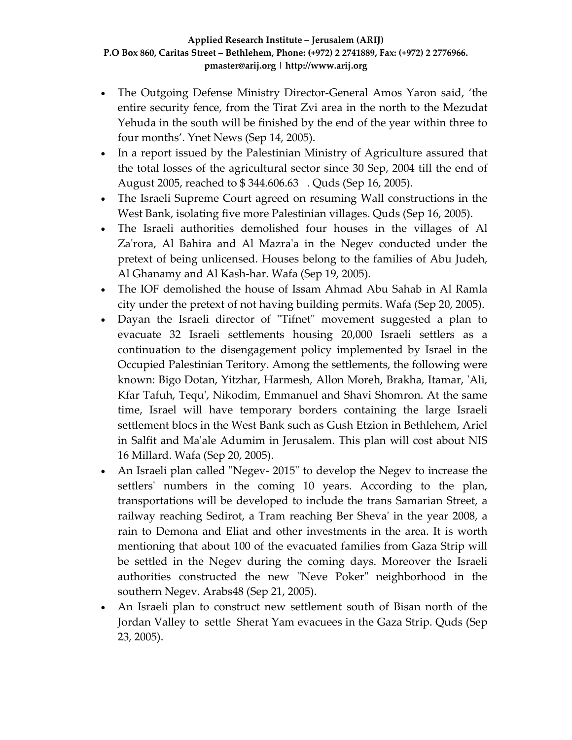- The Outgoing Defense Ministry Director-General Amos Yaron said, 'the entire security fence, from the Tirat Zvi area in the north to the Mezudat Yehuda in the south will be finished by the end of the year within three to four months'. Ynet News (Sep 14, 2005).
- In a report issued by the Palestinian Ministry of Agriculture assured that the total losses of the agricultural sector since 30 Sep, 2004 till the end of August 2005, reached to $ 344.606.63 . Quds (Sep 16, 2005).
- The Israeli Supreme Court agreed on resuming Wall constructions in the West Bank, isolating five more Palestinian villages. Quds (Sep 16, 2005).
- The Israeli authorities demolished four houses in the villages of Al Za'rora, Al Bahira and Al Mazra'a in the Negev conducted under the pretext of being unlicensed. Houses belong to the families of Abu Judeh, Al Ghanamy and Al Kash-har. Wafa (Sep 19, 2005).
- The IOF demolished the house of Issam Ahmad Abu Sahab in Al Ramla city under the pretext of not having building permits. Wafa (Sep 20, 2005).
- Dayan the Israeli director of "Tifnet" movement suggested a plan to evacuate 32 Israeli settlements housing 20,000 Israeli settlers as a continuation to the disengagement policy implemented by Israel in the Occupied Palestinian Teritory. Among the settlements, the following were known: Bigo Dotan, Yitzhar, Harmesh, Allon Moreh, Brakha, Itamar, 'Ali, Kfar Tafuh, Tequ', Nikodim, Emmanuel and Shavi Shomron. At the same time, Israel will have temporary borders containing the large Israeli settlement blocs in the West Bank such as Gush Etzion in Bethlehem, Ariel in Salfit and Ma'ale Adumim in Jerusalem. This plan will cost about NIS 16 Millard. Wafa (Sep 20, 2005).
- An Israeli plan called "Negev- 2015" to develop the Negev to increase the settlers' numbers in the coming 10 years. According to the plan, transportations will be developed to include the trans Samarian Street, a railway reaching Sedirot, a Tram reaching Ber Sheva' in the year 2008, a rain to Demona and Eliat and other investments in the area. It is worth mentioning that about 100 of the evacuated families from Gaza Strip will be settled in the Negev during the coming days. Moreover the Israeli authorities constructed the new "Neve Poker" neighborhood in the southern Negev. Arabs48 (Sep 21, 2005).
- An Israeli plan to construct new settlement south of Bisan north of the Jordan Valley to settle Sherat Yam evacuees in the Gaza Strip. Quds (Sep 23, 2005).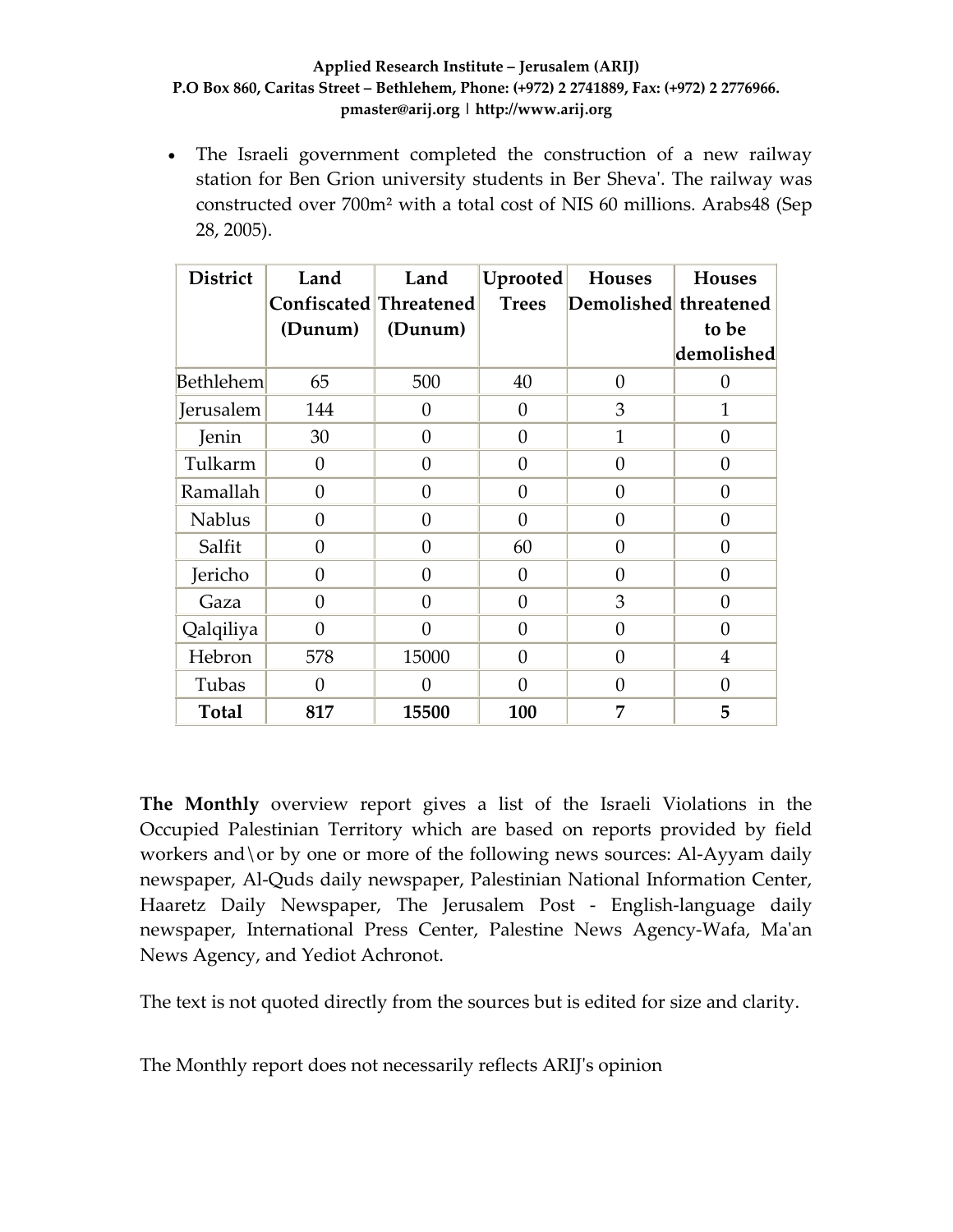- The Israeli government completed the construction of a new railway station for Ben Grion university students in Ber Sheva'. The railway was constructed over 700m² with a total cost of NIS 60 millions. Arabs48 (Sep 28, 2005).

| District | Land Confiscated (Dunum) | Land Threatened (Dunum) | Uprooted Trees | Houses Demolished | Houses threatened to be demolished |
|---|---|---|---|---|---|
| Bethlehem | 65 | 500 | 40 | 0 | 0 |
| Jerusalem | 144 | 0 | 0 | 3 | 1 |
| Jenin | 30 | 0 | 0 | 1 | 0 |
| Tulkarm | 0 | 0 | 0 | 0 | 0 |
| Ramallah | 0 | 0 | 0 | 0 | 0 |
| Nablus | 0 | 0 | 0 | 0 | 0 |
| Salfit | 0 | 0 | 60 | 0 | 0 |
| Jericho | 0 | 0 | 0 | 0 | 0 |
| Gaza | 0 | 0 | 0 | 3 | 0 |
| Qalqiliya | 0 | 0 | 0 | 0 | 0 |
| Hebron | 578 | 15000 | 0 | 0 | 4 |
| Tubas | 0 | 0 | 0 | 0 | 0 |
| **Total** | **817** | **15500** | **100** | **7** | **5** |

**The Monthly** overview report gives a list of the Israeli Violations in the Occupied Palestinian Territory which are based on reports provided by field workers and\or by one or more of the following news sources: Al-Ayyam daily newspaper, Al-Quds daily newspaper, Palestinian National Information Center, Haaretz Daily Newspaper, The Jerusalem Post - English-language daily newspaper, International Press Center, Palestine News Agency-Wafa, Ma'an News Agency, and Yediot Achronot.

The text is not quoted directly from the sources but is edited for size and clarity.

The Monthly report does not necessarily reflects ARIJ's opinion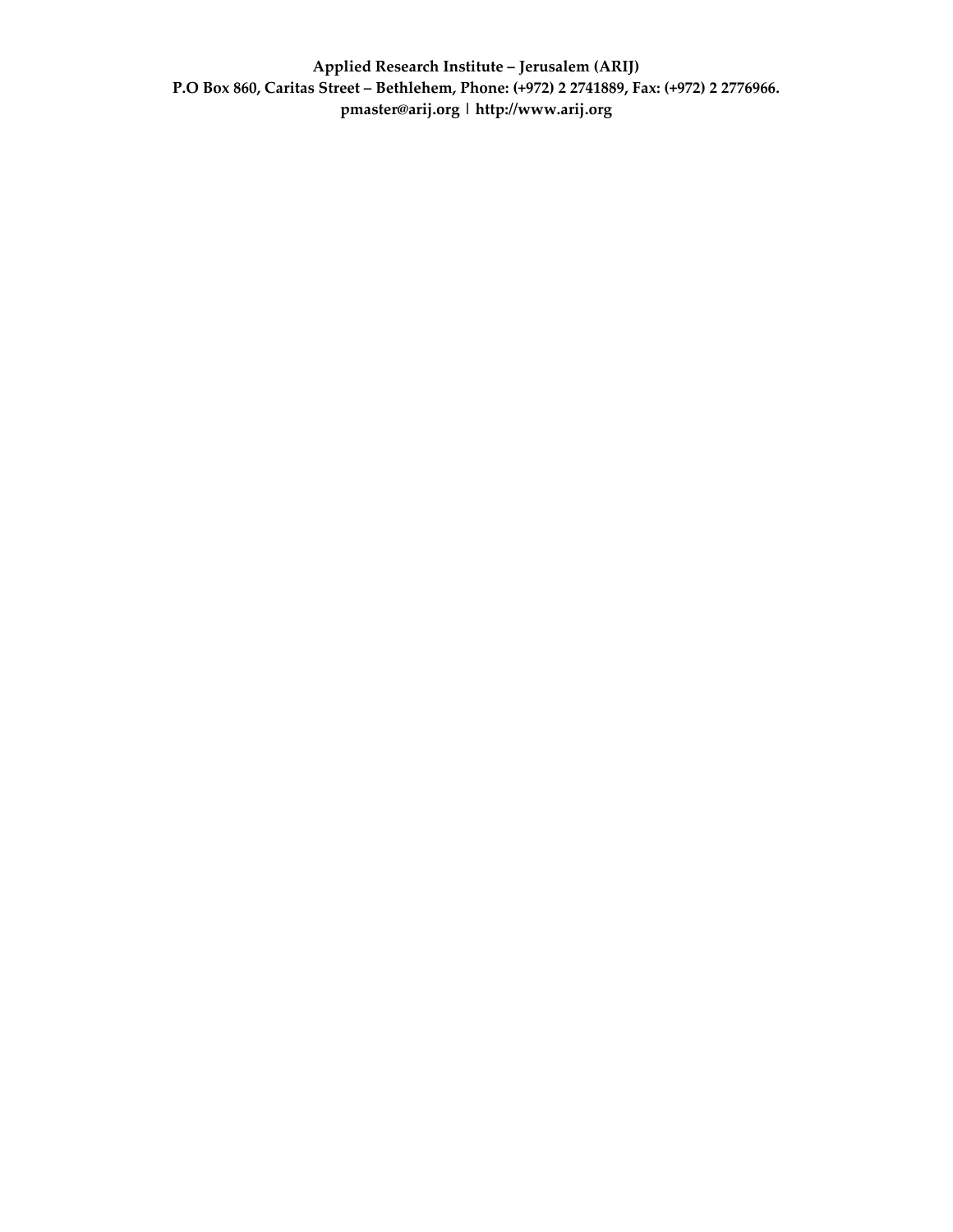**Applied Research Institute – Jerusalem (ARIJ)**
**P.O Box 860, Caritas Street – Bethlehem, Phone: (+972) 2 2741889, Fax: (+972) 2 2776966.**
**pmaster@arij.org | http://www.arij.org**